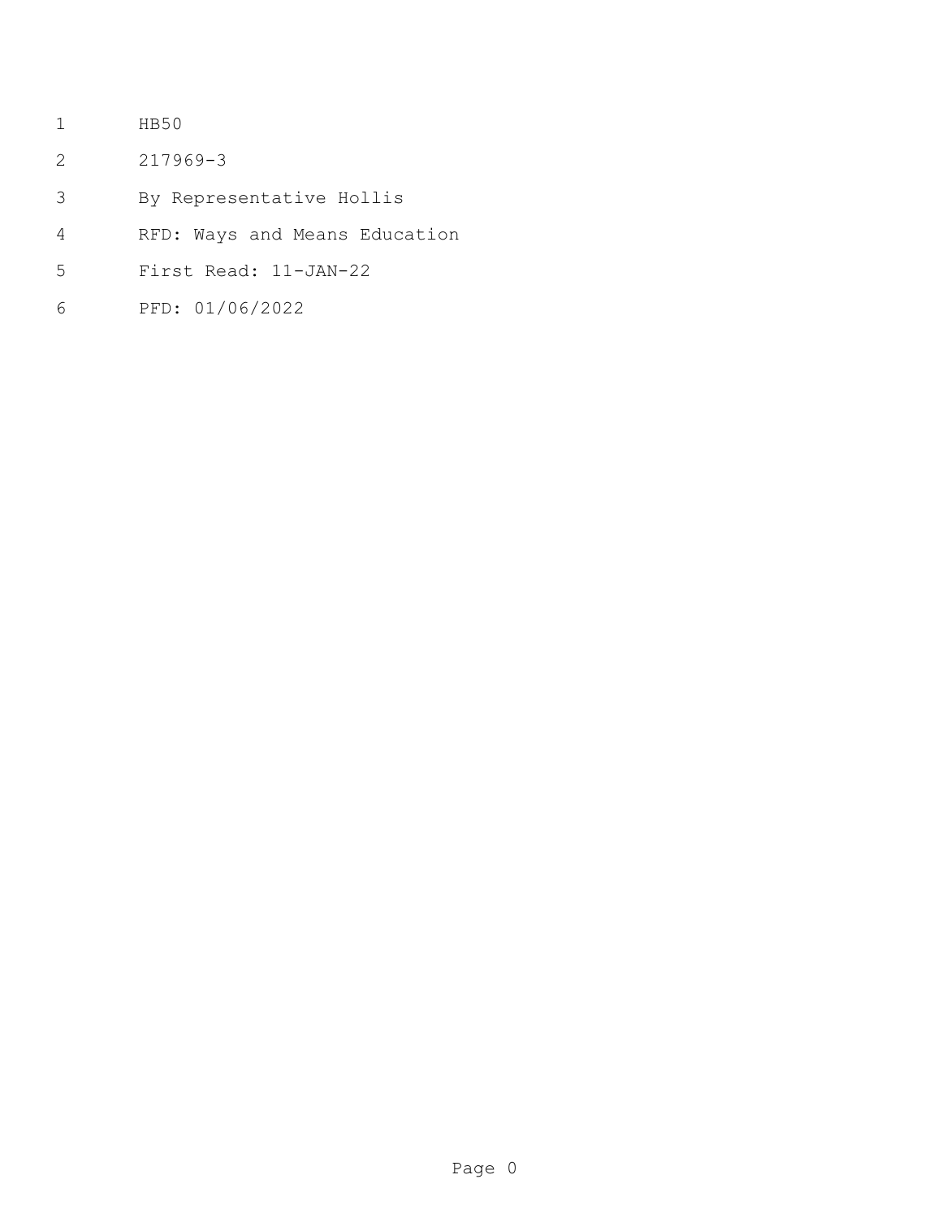HB50

217969-3

By Representative Hollis

RFD: Ways and Means Education

First Read: 11-JAN-22

PFD: 01/06/2022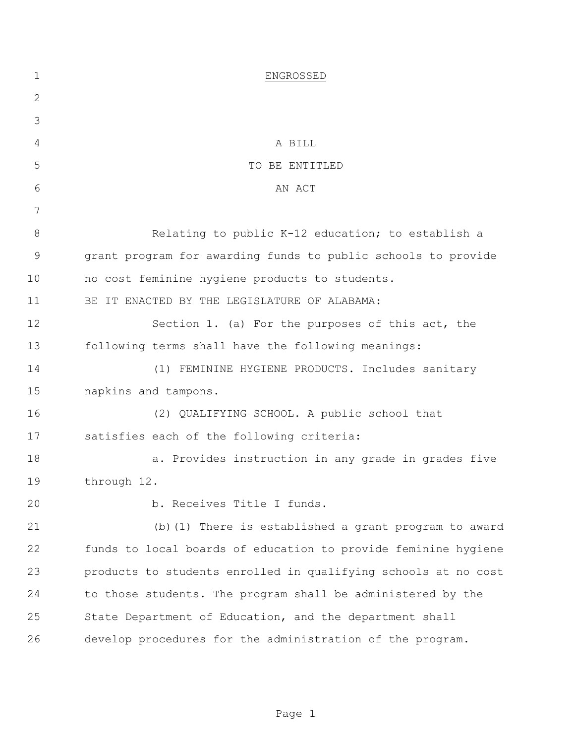ENGROSSED

A BILL
TO BE ENTITLED
AN ACT

Relating to public K-12 education; to establish a grant program for awarding funds to public schools to provide no cost feminine hygiene products to students.

BE IT ENACTED BY THE LEGISLATURE OF ALABAMA:

Section 1. (a) For the purposes of this act, the following terms shall have the following meanings:

(1) FEMININE HYGIENE PRODUCTS. Includes sanitary napkins and tampons.

(2) QUALIFYING SCHOOL. A public school that satisfies each of the following criteria:

a. Provides instruction in any grade in grades five through 12.

b. Receives Title I funds.

(b)(1) There is established a grant program to award funds to local boards of education to provide feminine hygiene products to students enrolled in qualifying schools at no cost to those students. The program shall be administered by the State Department of Education, and the department shall develop procedures for the administration of the program.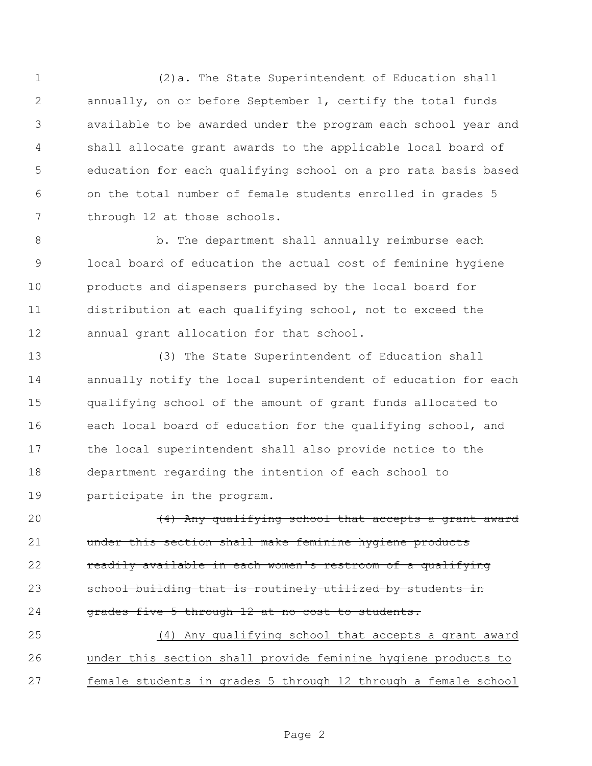(2)a. The State Superintendent of Education shall annually, on or before September 1, certify the total funds available to be awarded under the program each school year and shall allocate grant awards to the applicable local board of education for each qualifying school on a pro rata basis based on the total number of female students enrolled in grades 5 through 12 at those schools.

b. The department shall annually reimburse each local board of education the actual cost of feminine hygiene products and dispensers purchased by the local board for distribution at each qualifying school, not to exceed the annual grant allocation for that school.

(3) The State Superintendent of Education shall annually notify the local superintendent of education for each qualifying school of the amount of grant funds allocated to each local board of education for the qualifying school, and the local superintendent shall also provide notice to the department regarding the intention of each school to participate in the program.

~~(4) Any qualifying school that accepts a grant award under this section shall make feminine hygiene products readily available in each women's restroom of a qualifying school building that is routinely utilized by students in grades five 5 through 12 at no cost to students.~~

<u>(4) Any qualifying school that accepts a grant award under this section shall provide feminine hygiene products to female students in grades 5 through 12 through a female school</u>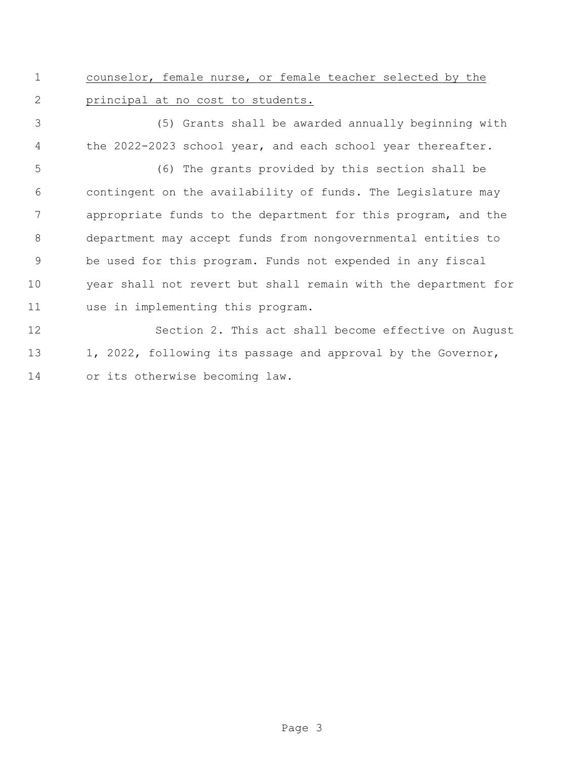counselor, female nurse, or female teacher selected by the principal at no cost to students.

(5) Grants shall be awarded annually beginning with the 2022-2023 school year, and each school year thereafter.

(6) The grants provided by this section shall be contingent on the availability of funds. The Legislature may appropriate funds to the department for this program, and the department may accept funds from nongovernmental entities to be used for this program. Funds not expended in any fiscal year shall not revert but shall remain with the department for use in implementing this program.

Section 2. This act shall become effective on August 1, 2022, following its passage and approval by the Governor, or its otherwise becoming law.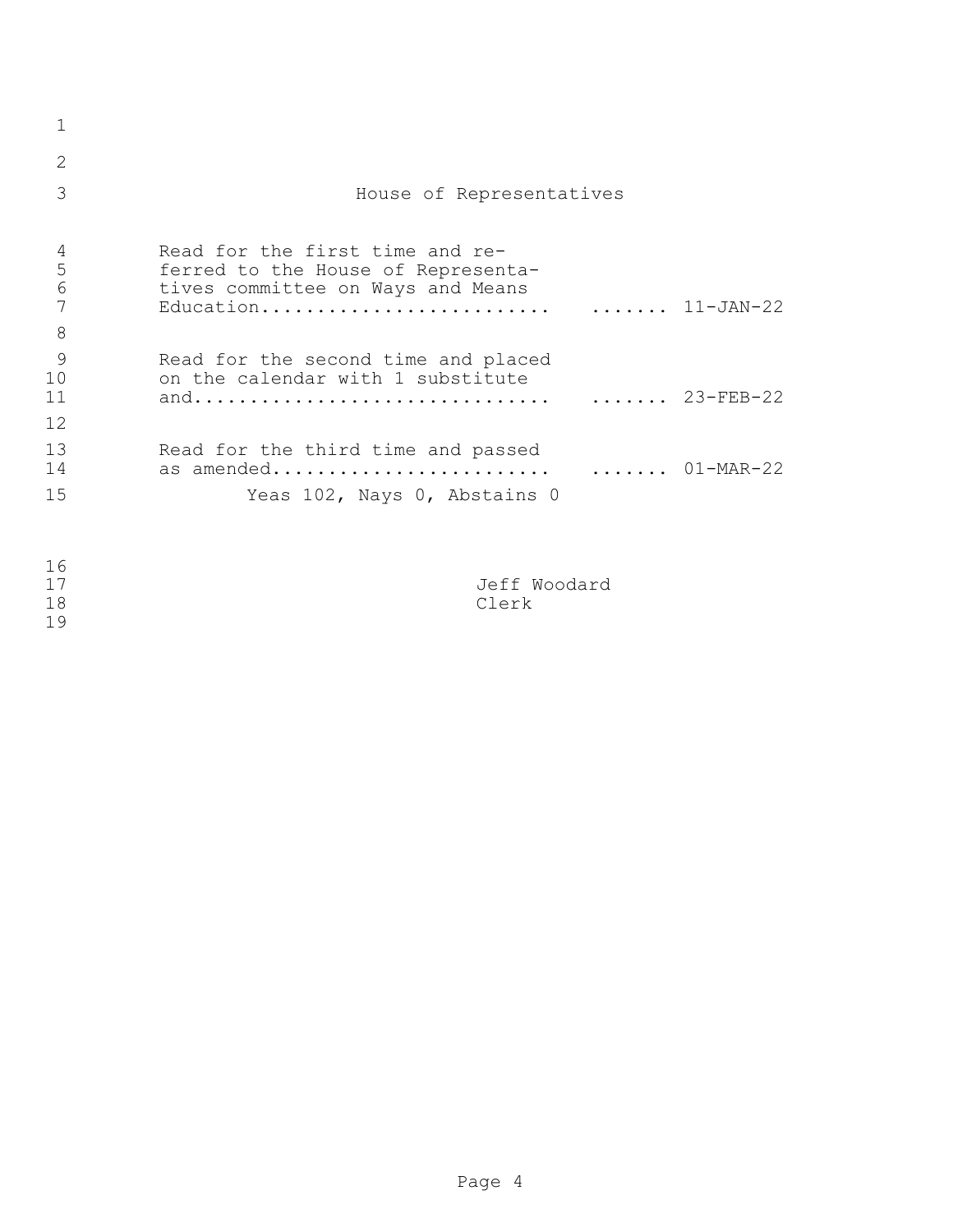House of Representatives

Read for the first time and referred to the House of Representatives committee on Ways and Means Education......................... ....... 11-JAN-22

Read for the second time and placed on the calendar with 1 substitute and.............................. ....... 23-FEB-22

Read for the third time and passed as amended........................ ....... 01-MAR-22

Yeas 102, Nays 0, Abstains 0

Jeff Woodard
Clerk